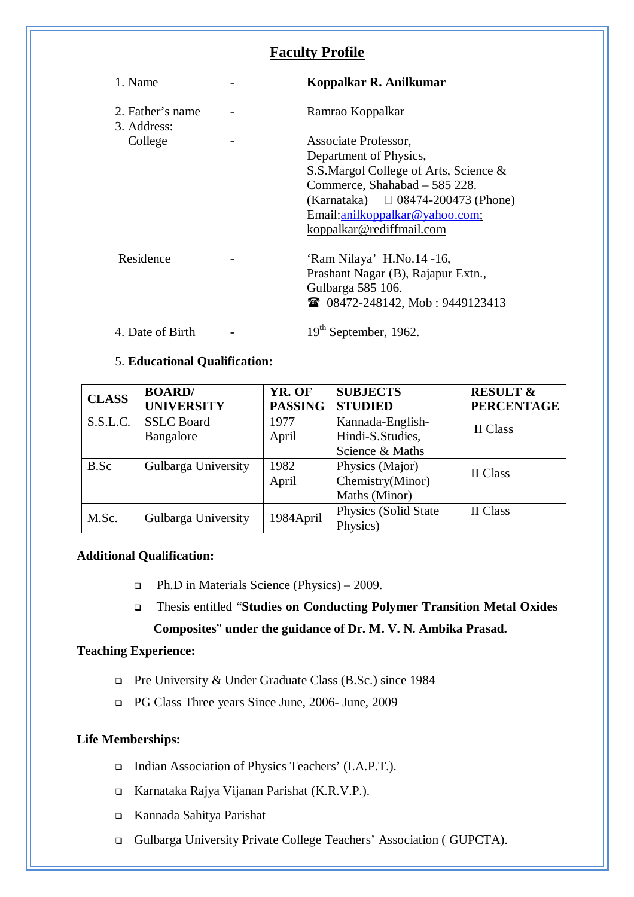# Faculty Profile

1. Name - **Koppalkar R. Anilkumar**

2. Father's name - Ramrao Koppalkar

3. Address:

   College - Associate Professor,
   Department of Physics,
   S.S.Margol College of Arts, Science & Commerce, Shahabad – 585 228.
   (Karnataka) 08474-200473 (Phone)
   Email:anilkoppalkar@yahoo.com; koppalkar@rediffmail.com

   Residence - 'Ram Nilaya' H.No.14 -16,
   Prashant Nagar (B), Rajapur Extn.,
   Gulbarga 585 106.
   ☎ 08472-248142, Mob : 9449123413

4. Date of Birth - 19th September, 1962.

5. **Educational Qualification:**

| CLASS | BOARD/ UNIVERSITY | YR. OF PASSING | SUBJECTS STUDIED | RESULT & PERCENTAGE |
|---|---|---|---|---|
| S.S.L.C. | SSLC Board Bangalore | 1977 April | Kannada-English-Hindi-S.Studies, Science & Maths | II Class |
| B.Sc | Gulbarga University | 1982 April | Physics (Major) Chemistry(Minor) Maths (Minor) | II Class |
| M.Sc. | Gulbarga University | 1984April | Physics (Solid State Physics) | II Class |

**Additional Qualification:**

- Ph.D in Materials Science (Physics) – 2009.
- Thesis entitled "**Studies on Conducting Polymer Transition Metal Oxides Composites**" **under the guidance of Dr. M. V. N. Ambika Prasad.**

**Teaching Experience:**

- Pre University & Under Graduate Class (B.Sc.) since 1984
- PG Class Three years Since June, 2006- June, 2009

**Life Memberships:**

- Indian Association of Physics Teachers' (I.A.P.T.).
- Karnataka Rajya Vijanan Parishat (K.R.V.P.).
- Kannada Sahitya Parishat
- Gulbarga University Private College Teachers' Association ( GUPCTA).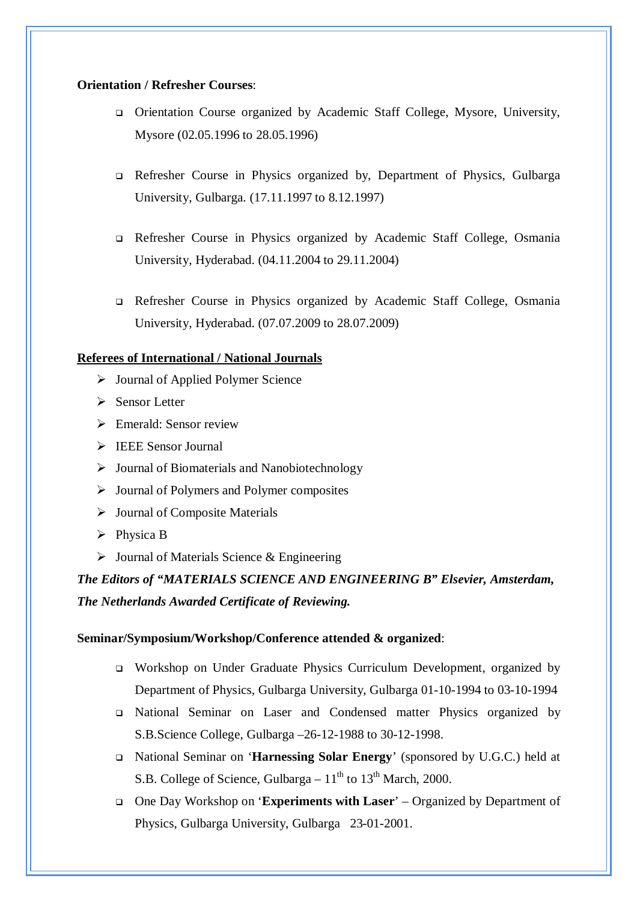**Orientation / Refresher Courses**:

- Orientation Course organized by Academic Staff College, Mysore, University, Mysore (02.05.1996 to 28.05.1996)

- Refresher Course in Physics organized by, Department of Physics, Gulbarga University, Gulbarga. (17.11.1997 to 8.12.1997)

- Refresher Course in Physics organized by Academic Staff College, Osmania University, Hyderabad. (04.11.2004 to 29.11.2004)

- Refresher Course in Physics organized by Academic Staff College, Osmania University, Hyderabad. (07.07.2009 to 28.07.2009)

**Referees of International / National Journals**

- Journal of Applied Polymer Science
- Sensor Letter
- Emerald: Sensor review
- IEEE Sensor Journal
- Journal of Biomaterials and Nanobiotechnology
- Journal of Polymers and Polymer composites
- Journal of Composite Materials
- Physica B
- Journal of Materials Science & Engineering

***The Editors of "MATERIALS SCIENCE AND ENGINEERING B" Elsevier, Amsterdam, The Netherlands Awarded Certificate of Reviewing.***

**Seminar/Symposium/Workshop/Conference attended & organized**:

- Workshop on Under Graduate Physics Curriculum Development, organized by Department of Physics, Gulbarga University, Gulbarga 01-10-1994 to 03-10-1994
- National Seminar on Laser and Condensed matter Physics organized by S.B.Science College, Gulbarga –26-12-1988 to 30-12-1998.
- National Seminar on '**Harnessing Solar Energy**' (sponsored by U.G.C.) held at S.B. College of Science, Gulbarga – 11th to 13th March, 2000.
- One Day Workshop on '**Experiments with Laser**' – Organized by Department of Physics, Gulbarga University, Gulbarga 23-01-2001.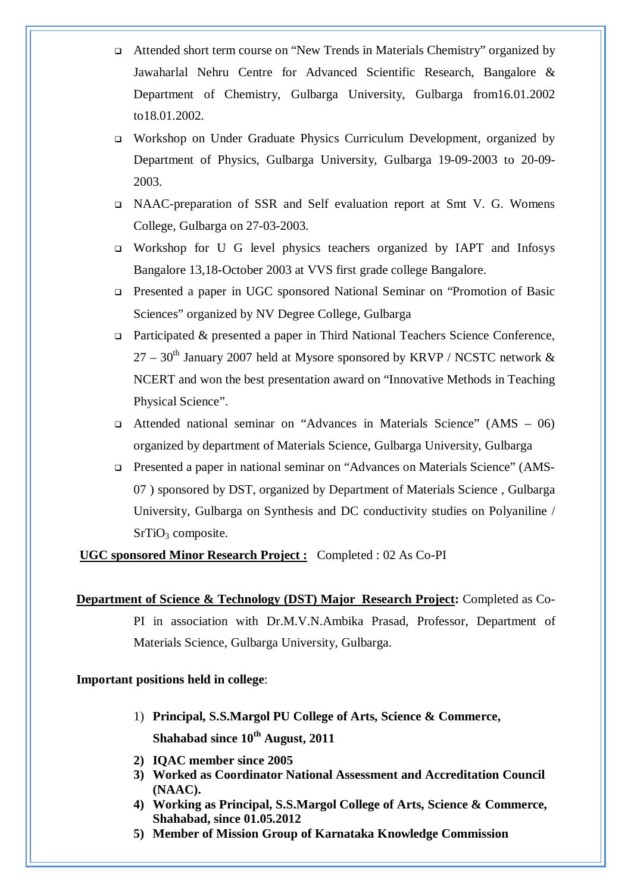- Attended short term course on "New Trends in Materials Chemistry" organized by Jawaharlal Nehru Centre for Advanced Scientific Research, Bangalore & Department of Chemistry, Gulbarga University, Gulbarga from16.01.2002 to18.01.2002.
- Workshop on Under Graduate Physics Curriculum Development, organized by Department of Physics, Gulbarga University, Gulbarga 19-09-2003 to 20-09-2003.
- NAAC-preparation of SSR and Self evaluation report at Smt V. G. Womens College, Gulbarga on 27-03-2003.
- Workshop for U G level physics teachers organized by IAPT and Infosys Bangalore 13,18-October 2003 at VVS first grade college Bangalore.
- Presented a paper in UGC sponsored National Seminar on "Promotion of Basic Sciences" organized by NV Degree College, Gulbarga
- Participated & presented a paper in Third National Teachers Science Conference, 27 – 30th January 2007 held at Mysore sponsored by KRVP / NCSTC network & NCERT and won the best presentation award on "Innovative Methods in Teaching Physical Science".
- Attended national seminar on "Advances in Materials Science" (AMS – 06) organized by department of Materials Science, Gulbarga University, Gulbarga
- Presented a paper in national seminar on "Advances on Materials Science" (AMS-07 ) sponsored by DST, organized by Department of Materials Science , Gulbarga University, Gulbarga on Synthesis and DC conductivity studies on Polyaniline / $SrTiO_3$ composite.

**UGC sponsored Minor Research Project :** Completed : 02 As Co-PI

**Department of Science & Technology (DST) Major Research Project:** Completed as Co-PI in association with Dr.M.V.N.Ambika Prasad, Professor, Department of Materials Science, Gulbarga University, Gulbarga.

**Important positions held in college**:

1) **Principal, S.S.Margol PU College of Arts, Science & Commerce, Shahabad since 10th August, 2011**
2) **IQAC member since 2005**
3) **Worked as Coordinator National Assessment and Accreditation Council (NAAC).**
4) **Working as Principal, S.S.Margol College of Arts, Science & Commerce, Shahabad, since 01.05.2012**
5) **Member of Mission Group of Karnataka Knowledge Commission**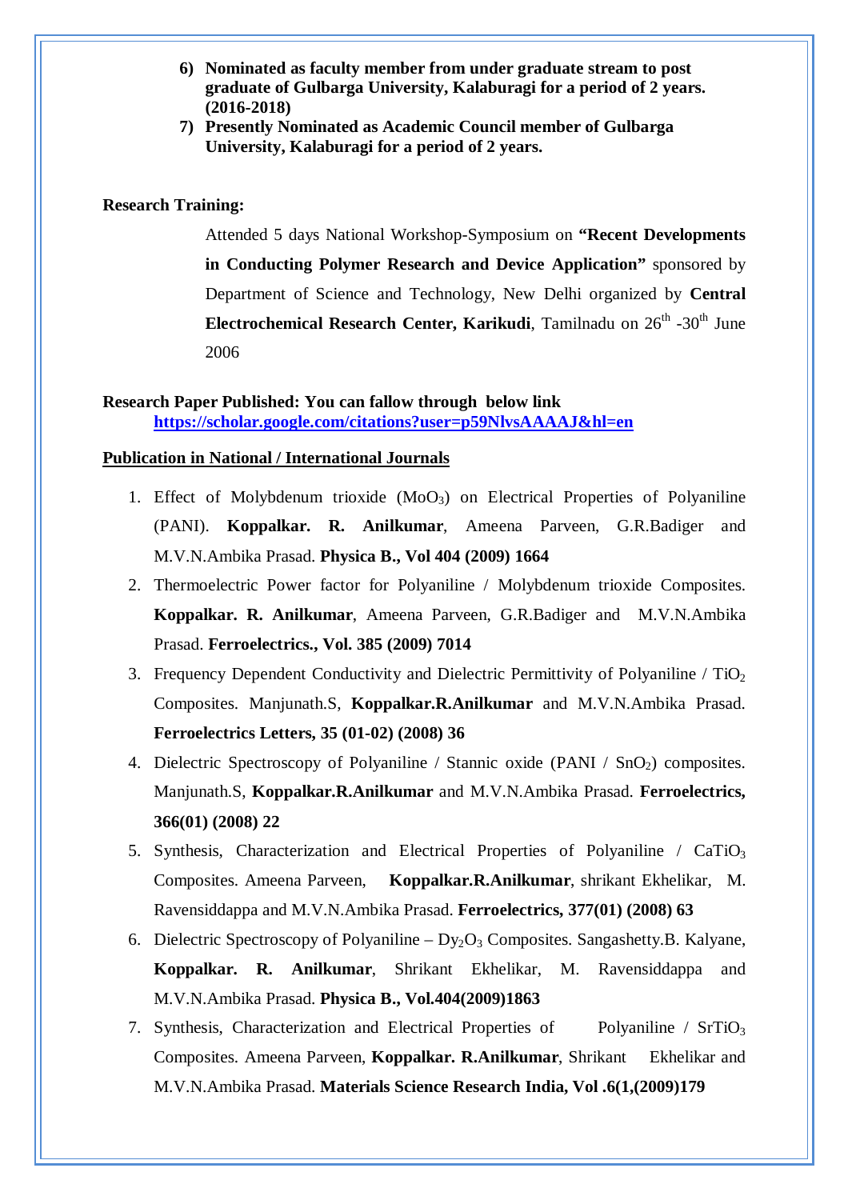6) **Nominated as faculty member from under graduate stream to post graduate of Gulbarga University, Kalaburagi for a period of 2 years. (2016-2018)**
7) **Presently Nominated as Academic Council member of Gulbarga University, Kalaburagi for a period of 2 years.**

**Research Training:**

Attended 5 days National Workshop-Symposium on **"Recent Developments in Conducting Polymer Research and Device Application"** sponsored by Department of Science and Technology, New Delhi organized by **Central Electrochemical Research Center, Karikudi**, Tamilnadu on 26th -30th June 2006

**Research Paper Published: You can fallow through below link**
**https://scholar.google.com/citations?user=p59NlvsAAAAJ&hl=en**

**Publication in National / International Journals**

1. Effect of Molybdenum trioxide ($MoO_3$) on Electrical Properties of Polyaniline (PANI). **Koppalkar. R. Anilkumar**, Ameena Parveen, G.R.Badiger and M.V.N.Ambika Prasad. **Physica B., Vol 404 (2009) 1664**
2. Thermoelectric Power factor for Polyaniline / Molybdenum trioxide Composites. **Koppalkar. R. Anilkumar**, Ameena Parveen, G.R.Badiger and M.V.N.Ambika Prasad. **Ferroelectrics., Vol. 385 (2009) 7014**
3. Frequency Dependent Conductivity and Dielectric Permittivity of Polyaniline / $TiO_2$ Composites. Manjunath.S, **Koppalkar.R.Anilkumar** and M.V.N.Ambika Prasad. **Ferroelectrics Letters, 35 (01-02) (2008) 36**
4. Dielectric Spectroscopy of Polyaniline / Stannic oxide (PANI / $SnO_2$) composites. Manjunath.S, **Koppalkar.R.Anilkumar** and M.V.N.Ambika Prasad. **Ferroelectrics, 366(01) (2008) 22**
5. Synthesis, Characterization and Electrical Properties of Polyaniline / $CaTiO_3$ Composites. Ameena Parveen, **Koppalkar.R.Anilkumar**, shrikant Ekhelikar, M. Ravensiddappa and M.V.N.Ambika Prasad. **Ferroelectrics, 377(01) (2008) 63**
6. Dielectric Spectroscopy of Polyaniline – $Dy_2O_3$ Composites. Sangashetty.B. Kalyane, **Koppalkar. R. Anilkumar**, Shrikant Ekhelikar, M. Ravensiddappa and M.V.N.Ambika Prasad. **Physica B., Vol.404(2009)1863**
7. Synthesis, Characterization and Electrical Properties of Polyaniline / $SrTiO_3$ Composites. Ameena Parveen, **Koppalkar. R.Anilkumar**, Shrikant Ekhelikar and M.V.N.Ambika Prasad. **Materials Science Research India, Vol .6(1,(2009)179**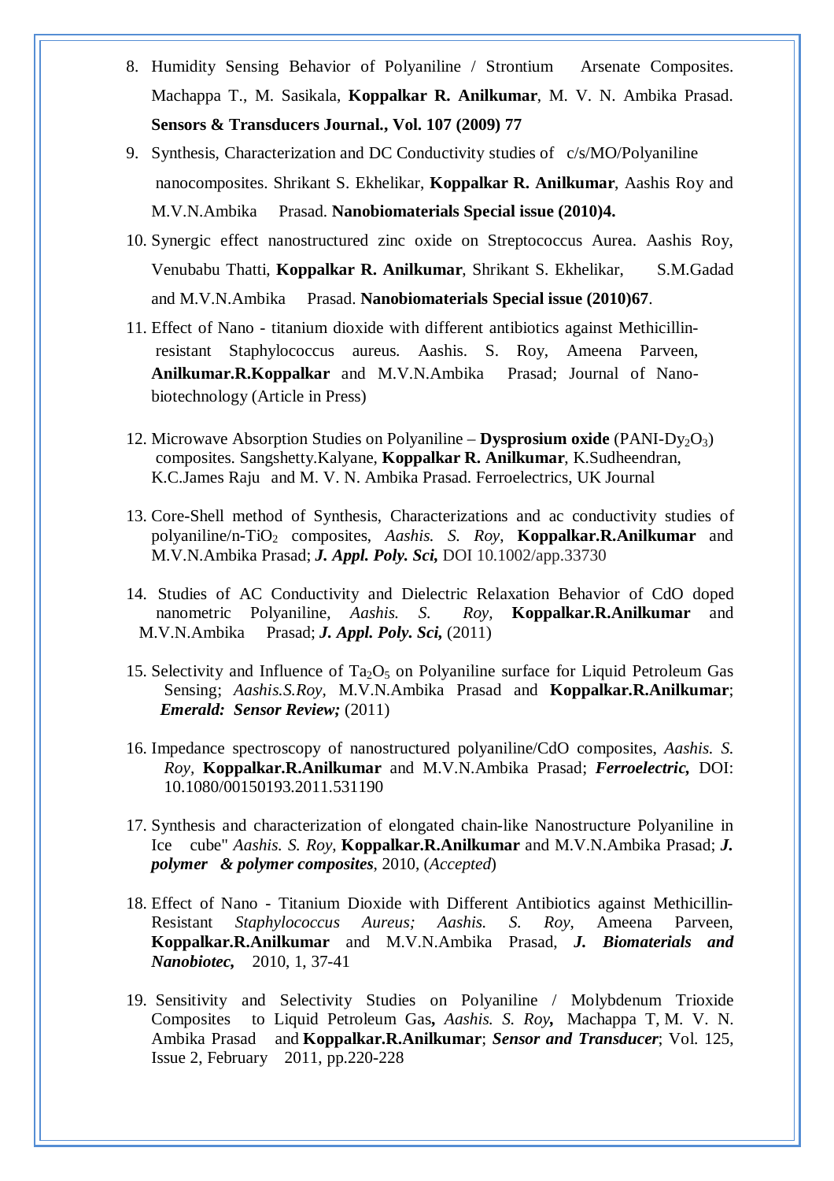8. Humidity Sensing Behavior of Polyaniline / Strontium Arsenate Composites. Machappa T., M. Sasikala, **Koppalkar R. Anilkumar**, M. V. N. Ambika Prasad. **Sensors & Transducers Journal., Vol. 107 (2009) 77**

9. Synthesis, Characterization and DC Conductivity studies of c/s/MO/Polyaniline nanocomposites. Shrikant S. Ekhelikar, **Koppalkar R. Anilkumar**, Aashis Roy and M.V.N.Ambika Prasad. **Nanobiomaterials Special issue (2010)4.**

10. Synergic effect nanostructured zinc oxide on Streptococcus Aurea. Aashis Roy, Venubabu Thatti, **Koppalkar R. Anilkumar**, Shrikant S. Ekhelikar, S.M.Gadad and M.V.N.Ambika Prasad. **Nanobiomaterials Special issue (2010)67**.

11. Effect of Nano - titanium dioxide with different antibiotics against Methicillin-resistant Staphylococcus aureus. Aashis. S. Roy, Ameena Parveen, **Anilkumar.R.Koppalkar** and M.V.N.Ambika Prasad; Journal of Nano-biotechnology (Article in Press)

12. Microwave Absorption Studies on Polyaniline – **Dysprosium oxide** (PANI-$Dy_2O_3$) composites. Sangshetty.Kalyane, **Koppalkar R. Anilkumar**, K.Sudheendran, K.C.James Raju and M. V. N. Ambika Prasad. Ferroelectrics, UK Journal

13. Core-Shell method of Synthesis, Characterizations and ac conductivity studies of polyaniline/n-$TiO_2$ composites, *Aashis. S. Roy*, **Koppalkar.R.Anilkumar** and M.V.N.Ambika Prasad; ***J. Appl. Poly. Sci,*** DOI 10.1002/app.33730

14. Studies of AC Conductivity and Dielectric Relaxation Behavior of CdO doped nanometric Polyaniline, *Aashis. S. Roy*, **Koppalkar.R.Anilkumar** and M.V.N.Ambika Prasad; ***J. Appl. Poly. Sci,*** (2011)

15. Selectivity and Influence of $Ta_2O_5$ on Polyaniline surface for Liquid Petroleum Gas Sensing; *Aashis.S.Roy*, M.V.N.Ambika Prasad and **Koppalkar.R.Anilkumar**; ***Emerald: Sensor Review;*** (2011)

16. Impedance spectroscopy of nanostructured polyaniline/CdO composites, *Aashis. S. Roy*, **Koppalkar.R.Anilkumar** and M.V.N.Ambika Prasad; ***Ferroelectric,*** DOI: 10.1080/00150193.2011.531190

17. Synthesis and characterization of elongated chain-like Nanostructure Polyaniline in Ice cube" *Aashis. S. Roy*, **Koppalkar.R.Anilkumar** and M.V.N.Ambika Prasad; ***J. polymer & polymer composites***, 2010, (*Accepted*)

18. Effect of Nano - Titanium Dioxide with Different Antibiotics against Methicillin-Resistant *Staphylococcus Aureus; Aashis. S. Roy*, Ameena Parveen, **Koppalkar.R.Anilkumar** and M.V.N.Ambika Prasad, ***J. Biomaterials and Nanobiotec,*** 2010, 1, 37-41

19. Sensitivity and Selectivity Studies on Polyaniline / Molybdenum Trioxide Composites to Liquid Petroleum Gas**,** *Aashis. S. Roy***,** Machappa T, M. V. N. Ambika Prasad and **Koppalkar.R.Anilkumar**; ***Sensor and Transducer***; Vol. 125, Issue 2, February 2011, pp.220-228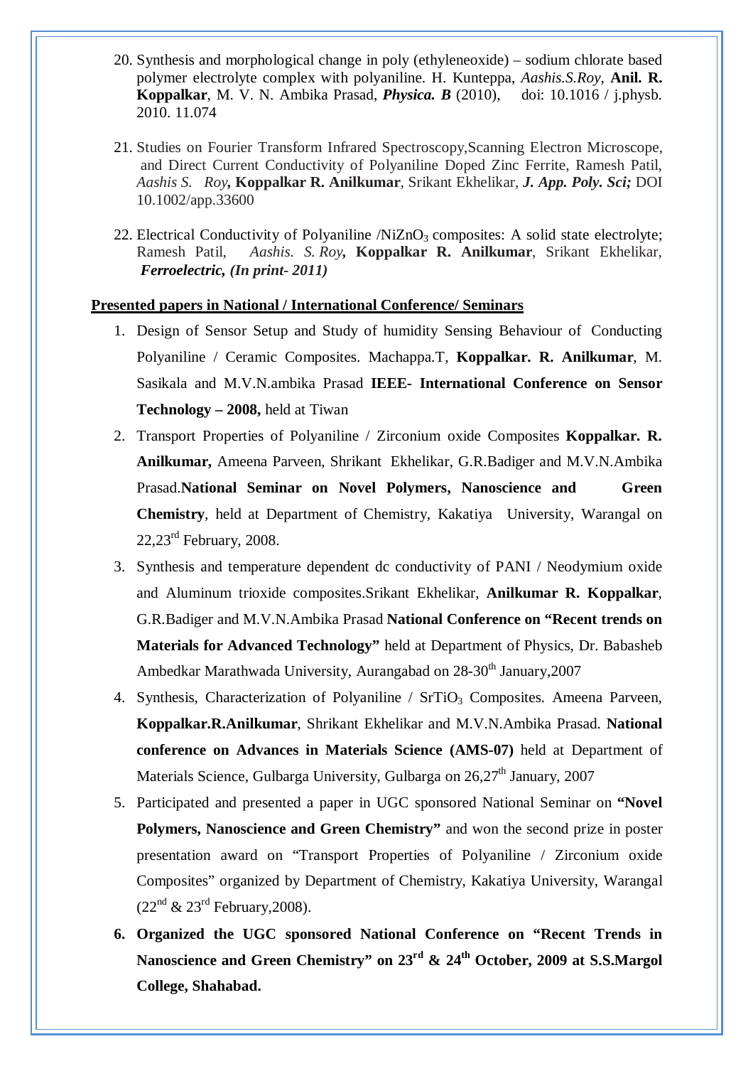20. Synthesis and morphological change in poly (ethyleneoxide) – sodium chlorate based polymer electrolyte complex with polyaniline. H. Kunteppa, *Aashis.S.Roy*, **Anil. R. Koppalkar**, M. V. N. Ambika Prasad, ***Physica. B*** (2010), doi: 10.1016 / j.physb. 2010. 11.074

21. Studies on Fourier Transform Infrared Spectroscopy,Scanning Electron Microscope, and Direct Current Conductivity of Polyaniline Doped Zinc Ferrite, Ramesh Patil, *Aashis S. Roy*, **Koppalkar R. Anilkumar**, Srikant Ekhelikar, ***J. App. Poly. Sci;*** DOI 10.1002/app.33600

22. Electrical Conductivity of Polyaniline /$NiZnO_3$ composites: A solid state electrolyte; Ramesh Patil, *Aashis. S. Roy*, **Koppalkar R. Anilkumar**, Srikant Ekhelikar, ***Ferroelectric, (In print- 2011)***

**Presented papers in National / International Conference/ Seminars**

1. Design of Sensor Setup and Study of humidity Sensing Behaviour of Conducting Polyaniline / Ceramic Composites. Machappa.T, **Koppalkar. R. Anilkumar**, M. Sasikala and M.V.N.ambika Prasad **IEEE- International Conference on Sensor Technology – 2008,** held at Tiwan

2. Transport Properties of Polyaniline / Zirconium oxide Composites **Koppalkar. R. Anilkumar,** Ameena Parveen, Shrikant Ekhelikar, G.R.Badiger and M.V.N.Ambika Prasad.**National Seminar on Novel Polymers, Nanoscience and Green Chemistry**, held at Department of Chemistry, Kakatiya University, Warangal on 22,23rd February, 2008.

3. Synthesis and temperature dependent dc conductivity of PANI / Neodymium oxide and Aluminum trioxide composites.Srikant Ekhelikar, **Anilkumar R. Koppalkar**, G.R.Badiger and M.V.N.Ambika Prasad **National Conference on "Recent trends on Materials for Advanced Technology"** held at Department of Physics, Dr. Babasheb Ambedkar Marathwada University, Aurangabad on 28-30th January,2007

4. Synthesis, Characterization of Polyaniline / $SrTiO_3$ Composites. Ameena Parveen, **Koppalkar.R.Anilkumar**, Shrikant Ekhelikar and M.V.N.Ambika Prasad. **National conference on Advances in Materials Science (AMS-07)** held at Department of Materials Science, Gulbarga University, Gulbarga on 26,27th January, 2007

5. Participated and presented a paper in UGC sponsored National Seminar on **"Novel Polymers, Nanoscience and Green Chemistry"** and won the second prize in poster presentation award on "Transport Properties of Polyaniline / Zirconium oxide Composites" organized by Department of Chemistry, Kakatiya University, Warangal (22nd & 23rd February,2008).

6. **Organized the UGC sponsored National Conference on "Recent Trends in Nanoscience and Green Chemistry" on 23rd & 24th October, 2009 at S.S.Margol College, Shahabad.**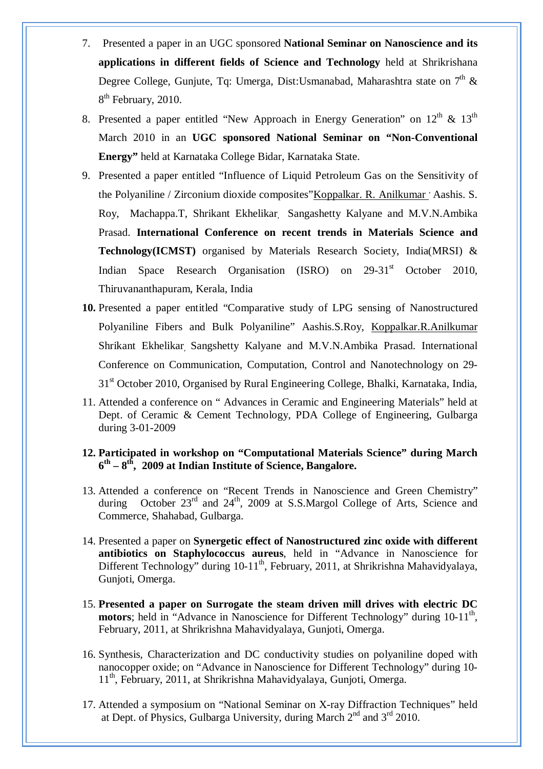7. Presented a paper in an UGC sponsored **National Seminar on Nanoscience and its applications in different fields of Science and Technology** held at Shrikrishana Degree College, Gunjute, Tq: Umerga, Dist:Usmanabad, Maharashtra state on 7th & 8th February, 2010.

8. Presented a paper entitled "New Approach in Energy Generation" on 12th & 13th March 2010 in an **UGC sponsored National Seminar on "Non-Conventional Energy"** held at Karnataka College Bidar, Karnataka State.

9. Presented a paper entitled "Influence of Liquid Petroleum Gas on the Sensitivity of the Polyaniline / Zirconium dioxide composites"Koppalkar. R. Anilkumar , Aashis. S. Roy, Machappa.T, Shrikant Ekhelikar, Sangashetty Kalyane and M.V.N.Ambika Prasad. **International Conference on recent trends in Materials Science and Technology(ICMST)** organised by Materials Research Society, India(MRSI) & Indian Space Research Organisation (ISRO) on 29-31st October 2010, Thiruvananthapuram, Kerala, India

10. Presented a paper entitled "Comparative study of LPG sensing of Nanostructured Polyaniline Fibers and Bulk Polyaniline" Aashis.S.Roy, Koppalkar.R.Anilkumar Shrikant Ekhelikar, Sangshetty Kalyane and M.V.N.Ambika Prasad. International Conference on Communication, Computation, Control and Nanotechnology on 29-31st October 2010, Organised by Rural Engineering College, Bhalki, Karnataka, India,

11. Attended a conference on " Advances in Ceramic and Engineering Materials" held at Dept. of Ceramic & Cement Technology, PDA College of Engineering, Gulbarga during 3-01-2009

12. **Participated in workshop on "Computational Materials Science" during March 6th – 8th, 2009 at Indian Institute of Science, Bangalore.**

13. Attended a conference on "Recent Trends in Nanoscience and Green Chemistry" during October 23rd and 24th, 2009 at S.S.Margol College of Arts, Science and Commerce, Shahabad, Gulbarga.

14. Presented a paper on **Synergetic effect of Nanostructured zinc oxide with different antibiotics on Staphylococcus aureus**, held in "Advance in Nanoscience for Different Technology" during 10-11th, February, 2011, at Shrikrishna Mahavidyalaya, Gunjoti, Omerga.

15. **Presented a paper on Surrogate the steam driven mill drives with electric DC motors**; held in "Advance in Nanoscience for Different Technology" during 10-11th, February, 2011, at Shrikrishna Mahavidyalaya, Gunjoti, Omerga.

16. Synthesis, Characterization and DC conductivity studies on polyaniline doped with nanocopper oxide; on "Advance in Nanoscience for Different Technology" during 10-11th, February, 2011, at Shrikrishna Mahavidyalaya, Gunjoti, Omerga.

17. Attended a symposium on "National Seminar on X-ray Diffraction Techniques" held at Dept. of Physics, Gulbarga University, during March 2nd and 3rd 2010.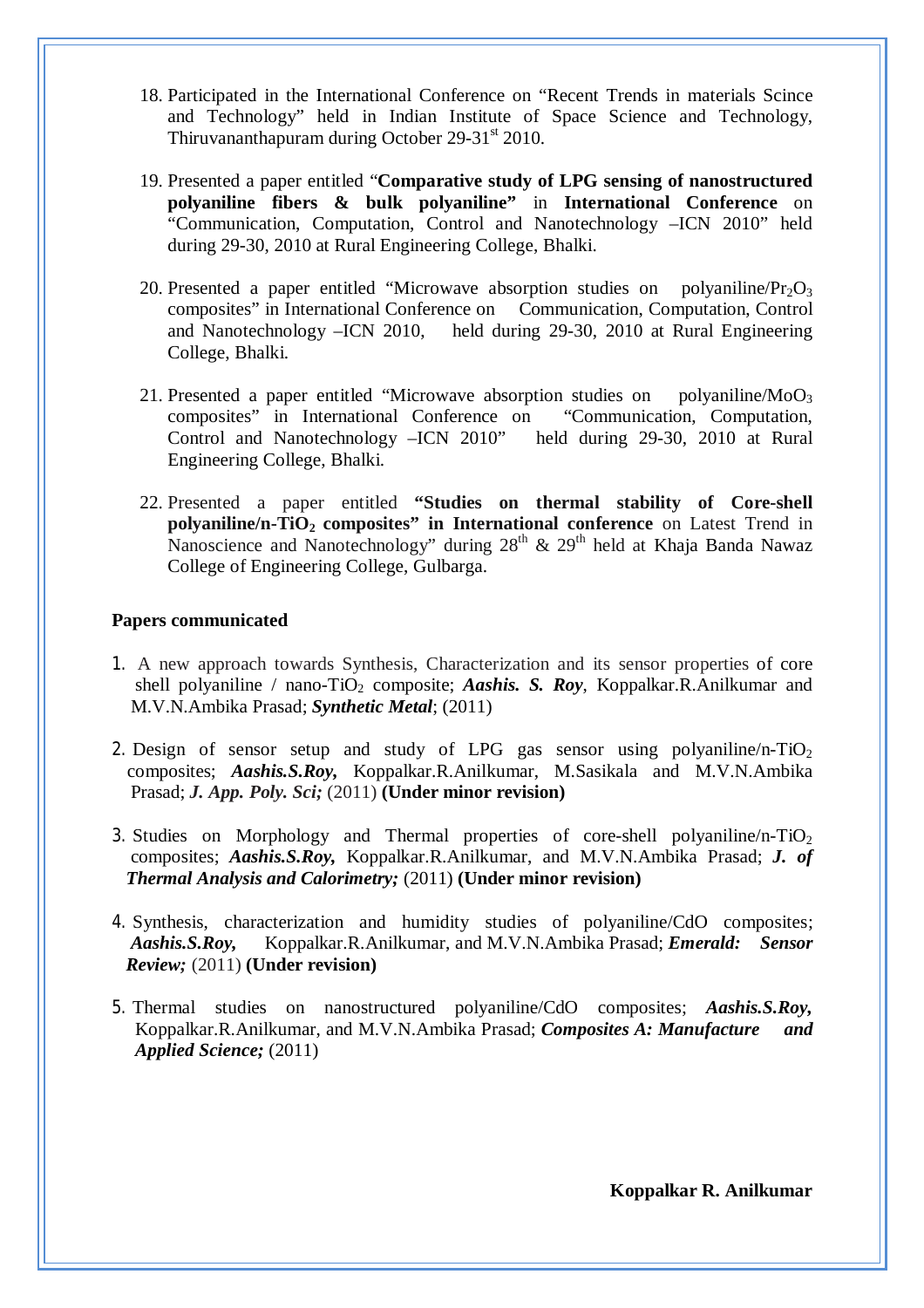18. Participated in the International Conference on "Recent Trends in materials Scince and Technology" held in Indian Institute of Space Science and Technology, Thiruvananthapuram during October 29-31st 2010.

19. Presented a paper entitled "**Comparative study of LPG sensing of nanostructured polyaniline fibers & bulk polyaniline"** in **International Conference** on "Communication, Computation, Control and Nanotechnology –ICN 2010" held during 29-30, 2010 at Rural Engineering College, Bhalki.

20. Presented a paper entitled "Microwave absorption studies on polyaniline/$Pr_2O_3$ composites" in International Conference on Communication, Computation, Control and Nanotechnology –ICN 2010, held during 29-30, 2010 at Rural Engineering College, Bhalki.

21. Presented a paper entitled "Microwave absorption studies on polyaniline/$MoO_3$ composites" in International Conference on "Communication, Computation, Control and Nanotechnology –ICN 2010" held during 29-30, 2010 at Rural Engineering College, Bhalki.

22. Presented a paper entitled **"Studies on thermal stability of Core-shell polyaniline/n-$TiO_2$ composites" in International conference** on Latest Trend in Nanoscience and Nanotechnology" during 28th & 29th held at Khaja Banda Nawaz College of Engineering College, Gulbarga.

**Papers communicated**

1. A new approach towards Synthesis, Characterization and its sensor properties of core shell polyaniline / nano-$TiO_2$ composite; ***Aashis. S. Roy***, Koppalkar.R.Anilkumar and M.V.N.Ambika Prasad; ***Synthetic Metal***; (2011)

2. Design of sensor setup and study of LPG gas sensor using polyaniline/n-$TiO_2$ composites; ***Aashis.S.Roy,*** Koppalkar.R.Anilkumar, M.Sasikala and M.V.N.Ambika Prasad; ***J. App. Poly. Sci;*** (2011) **(Under minor revision)**

3. Studies on Morphology and Thermal properties of core-shell polyaniline/n-$TiO_2$ composites; ***Aashis.S.Roy,*** Koppalkar.R.Anilkumar, and M.V.N.Ambika Prasad; ***J. of Thermal Analysis and Calorimetry;*** (2011) **(Under minor revision)**

4. Synthesis, characterization and humidity studies of polyaniline/CdO composites; ***Aashis.S.Roy,*** Koppalkar.R.Anilkumar, and M.V.N.Ambika Prasad; ***Emerald: Sensor Review;*** (2011) **(Under revision)**

5. Thermal studies on nanostructured polyaniline/CdO composites; ***Aashis.S.Roy,*** Koppalkar.R.Anilkumar, and M.V.N.Ambika Prasad; ***Composites A: Manufacture and Applied Science;*** (2011)

**Koppalkar R. Anilkumar**